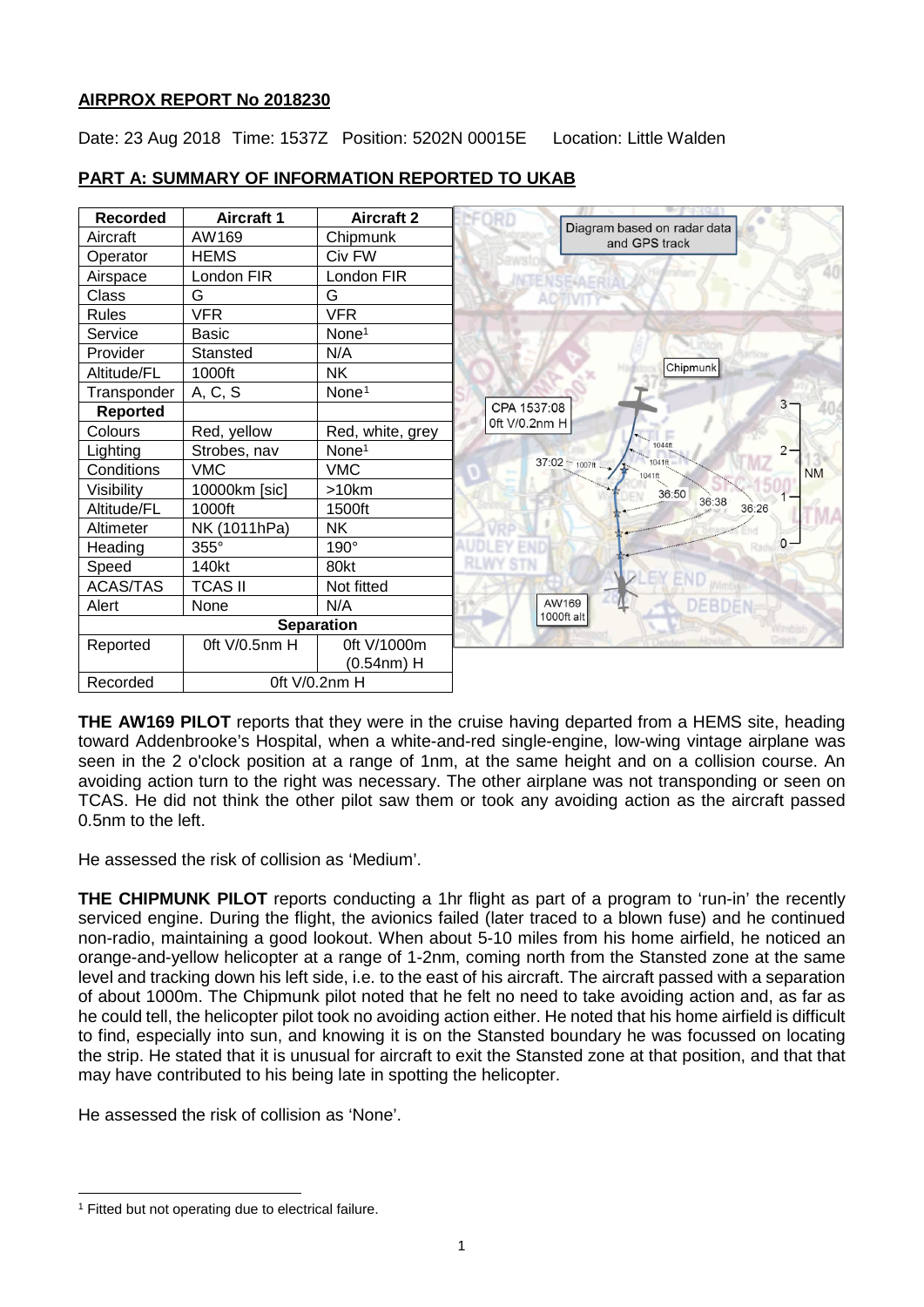**AIRPROX REPORT No 2018230**

Date: 23 Aug 2018 Time: 1537Z Position: 5202N 00015E Location: Little Walden

## PART A: SUMMARY OF INFORMATION REPORTED TO UKAB

| Recorded | Aircraft 1 | Aircraft 2 |
|---|---|---|
| Aircraft | AW169 | Chipmunk |
| Operator | HEMS | Civ FW |
| Airspace | London FIR | London FIR |
| Class | G | G |
| Rules | VFR | VFR |
| Service | Basic | None[1] |
| Provider | Stansted | N/A |
| Altitude/FL | 1000ft | NK |
| Transponder | A, C, S | None[1] |
| **Reported** | | |
| Colours | Red, yellow | Red, white, grey |
| Lighting | Strobes, nav | None[1] |
| Conditions | VMC | VMC |
| Visibility | 10000km [sic] | >10km |
| Altitude/FL | 1000ft | 1500ft |
| Altimeter | NK (1011hPa) | NK |
| Heading | 355° | 190° |
| Speed | 140kt | 80kt |
| ACAS/TAS | TCAS II | Not fitted |
| Alert | None | N/A |
| **Separation** | | |
| Reported | 0ft V/0.5nm H | 0ft V/1000m (0.54nm) H |
| Recorded | 0ft V/0.2nm H | |

Diagram based on radar data and GPS track

**THE AW169 PILOT** reports that they were in the cruise having departed from a HEMS site, heading toward Addenbrooke's Hospital, when a white-and-red single-engine, low-wing vintage airplane was seen in the 2 o'clock position at a range of 1nm, at the same height and on a collision course. An avoiding action turn to the right was necessary. The other airplane was not transponding or seen on TCAS. He did not think the other pilot saw them or took any avoiding action as the aircraft passed 0.5nm to the left.

He assessed the risk of collision as 'Medium'.

**THE CHIPMUNK PILOT** reports conducting a 1hr flight as part of a program to 'run-in' the recently serviced engine. During the flight, the avionics failed (later traced to a blown fuse) and he continued non-radio, maintaining a good lookout. When about 5-10 miles from his home airfield, he noticed an orange-and-yellow helicopter at a range of 1-2nm, coming north from the Stansted zone at the same level and tracking down his left side, i.e. to the east of his aircraft. The aircraft passed with a separation of about 1000m. The Chipmunk pilot noted that he felt no need to take avoiding action and, as far as he could tell, the helicopter pilot took no avoiding action either. He noted that his home airfield is difficult to find, especially into sun, and knowing it is on the Stansted boundary he was focussed on locating the strip. He stated that it is unusual for aircraft to exit the Stansted zone at that position, and that that may have contributed to his being late in spotting the helicopter.

He assessed the risk of collision as 'None'.

[1] Fitted but not operating due to electrical failure.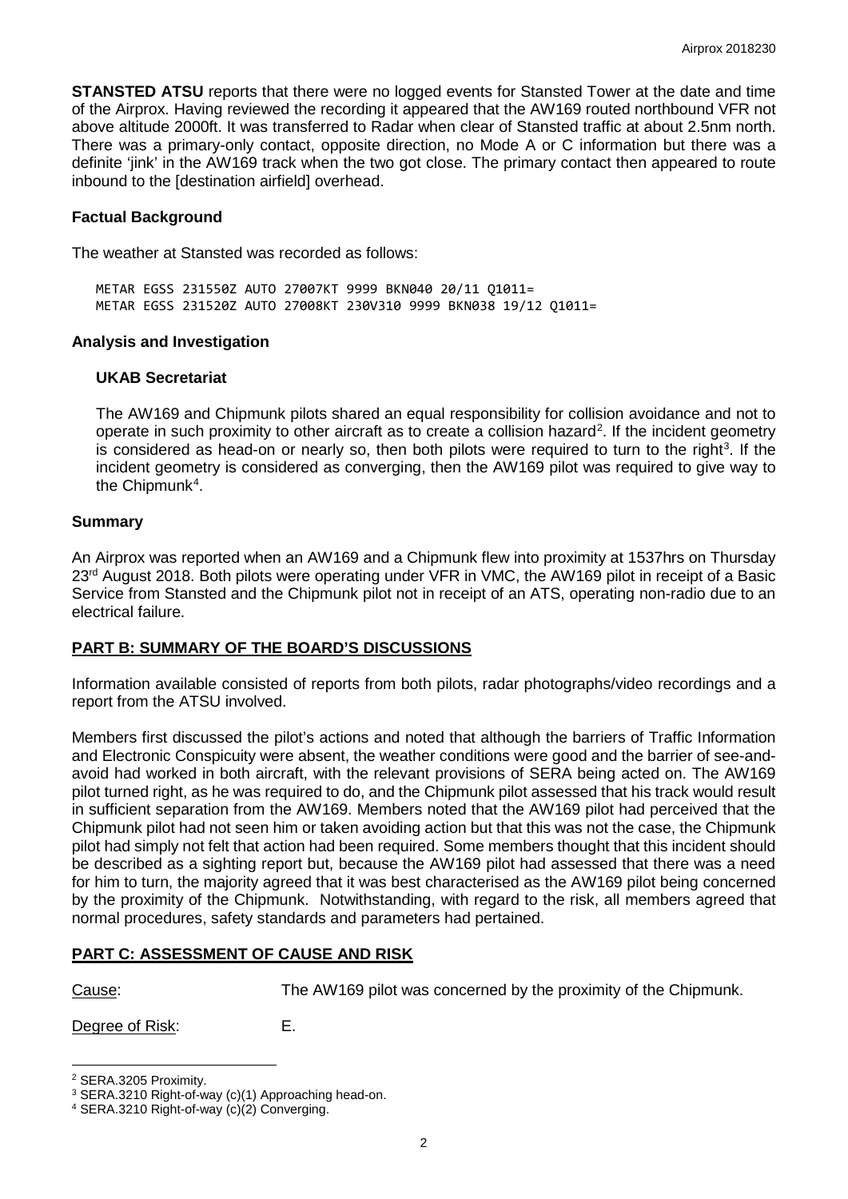**STANSTED ATSU** reports that there were no logged events for Stansted Tower at the date and time of the Airprox. Having reviewed the recording it appeared that the AW169 routed northbound VFR not above altitude 2000ft. It was transferred to Radar when clear of Stansted traffic at about 2.5nm north. There was a primary-only contact, opposite direction, no Mode A or C information but there was a definite 'jink' in the AW169 track when the two got close. The primary contact then appeared to route inbound to the [destination airfield] overhead.

### Factual Background

The weather at Stansted was recorded as follows:

```
METAR EGSS 231550Z AUTO 27007KT 9999 BKN040 20/11 Q1011=
METAR EGSS 231520Z AUTO 27008KT 230V310 9999 BKN038 19/12 Q1011=
```

### Analysis and Investigation

#### UKAB Secretariat

The AW169 and Chipmunk pilots shared an equal responsibility for collision avoidance and not to operate in such proximity to other aircraft as to create a collision hazard[2]. If the incident geometry is considered as head-on or nearly so, then both pilots were required to turn to the right[3]. If the incident geometry is considered as converging, then the AW169 pilot was required to give way to the Chipmunk[4].

### Summary

An Airprox was reported when an AW169 and a Chipmunk flew into proximity at 1537hrs on Thursday 23rd August 2018. Both pilots were operating under VFR in VMC, the AW169 pilot in receipt of a Basic Service from Stansted and the Chipmunk pilot not in receipt of an ATS, operating non-radio due to an electrical failure.

## PART B: SUMMARY OF THE BOARD'S DISCUSSIONS

Information available consisted of reports from both pilots, radar photographs/video recordings and a report from the ATSU involved.

Members first discussed the pilot's actions and noted that although the barriers of Traffic Information and Electronic Conspicuity were absent, the weather conditions were good and the barrier of see-and-avoid had worked in both aircraft, with the relevant provisions of SERA being acted on. The AW169 pilot turned right, as he was required to do, and the Chipmunk pilot assessed that his track would result in sufficient separation from the AW169. Members noted that the AW169 pilot had perceived that the Chipmunk pilot had not seen him or taken avoiding action but that this was not the case, the Chipmunk pilot had simply not felt that action had been required. Some members thought that this incident should be described as a sighting report but, because the AW169 pilot had assessed that there was a need for him to turn, the majority agreed that it was best characterised as the AW169 pilot being concerned by the proximity of the Chipmunk. Notwithstanding, with regard to the risk, all members agreed that normal procedures, safety standards and parameters had pertained.

## PART C: ASSESSMENT OF CAUSE AND RISK

Cause: The AW169 pilot was concerned by the proximity of the Chipmunk.

Degree of Risk: E.

---

[2] SERA.3205 Proximity.

[3] SERA.3210 Right-of-way (c)(1) Approaching head-on.

[4] SERA.3210 Right-of-way (c)(2) Converging.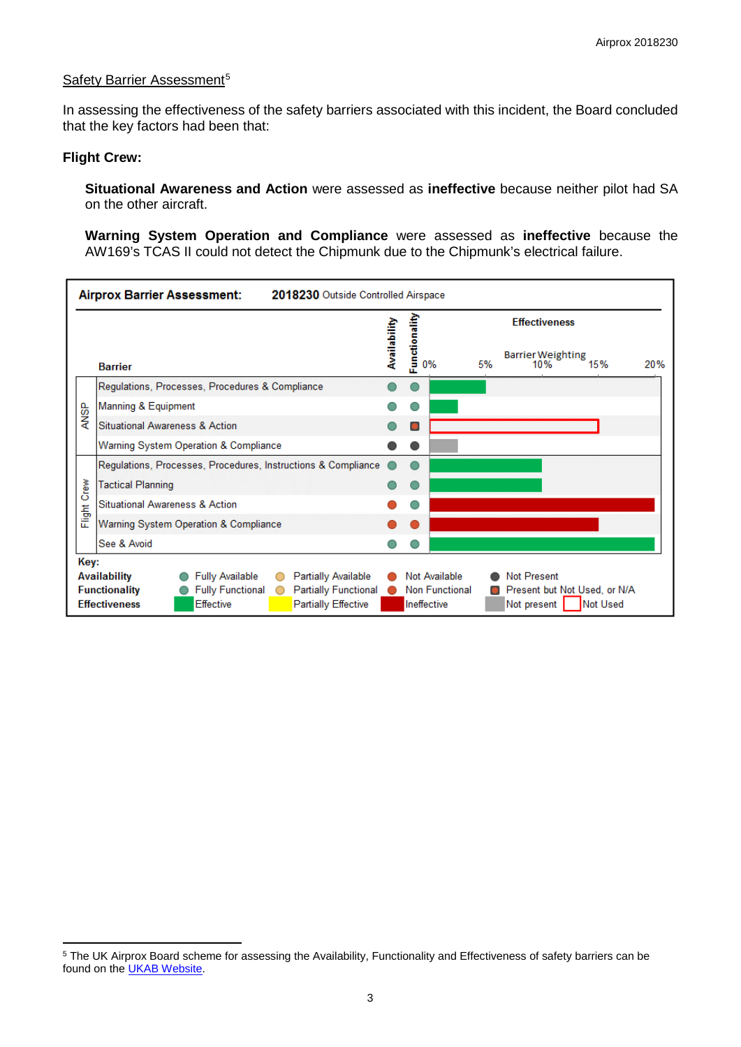Safety Barrier Assessment[5]

In assessing the effectiveness of the safety barriers associated with this incident, the Board concluded that the key factors had been that:

**Flight Crew:**

**Situational Awareness and Action** were assessed as **ineffective** because neither pilot had SA on the other aircraft.

**Warning System Operation and Compliance** were assessed as **ineffective** because the AW169's TCAS II could not detect the Chipmunk due to the Chipmunk's electrical failure.

**Airprox Barrier Assessment:** **2018230** Outside Controlled Airspace

Barrier
Availability
Functionality
Effectiveness
Barrier Weighting
0%
5%
10%
15%
20%

ANSP
Regulations, Processes, Procedures & Compliance
Manning & Equipment
Situational Awareness & Action
Warning System Operation & Compliance

Flight Crew
Regulations, Processes, Procedures, Instructions & Compliance
Tactical Planning
Situational Awareness & Action
Warning System Operation & Compliance
See & Avoid

**Key:**
**Availability** Fully Available, Partially Available, Not Available, Not Present
**Functionality** Fully Functional, Partially Functional, Non Functional, Present but Not Used, or N/A
**Effectiveness** Effective, Partially Effective, Ineffective, Not present, Not Used

[5] The UK Airprox Board scheme for assessing the Availability, Functionality and Effectiveness of safety barriers can be found on the UKAB Website.